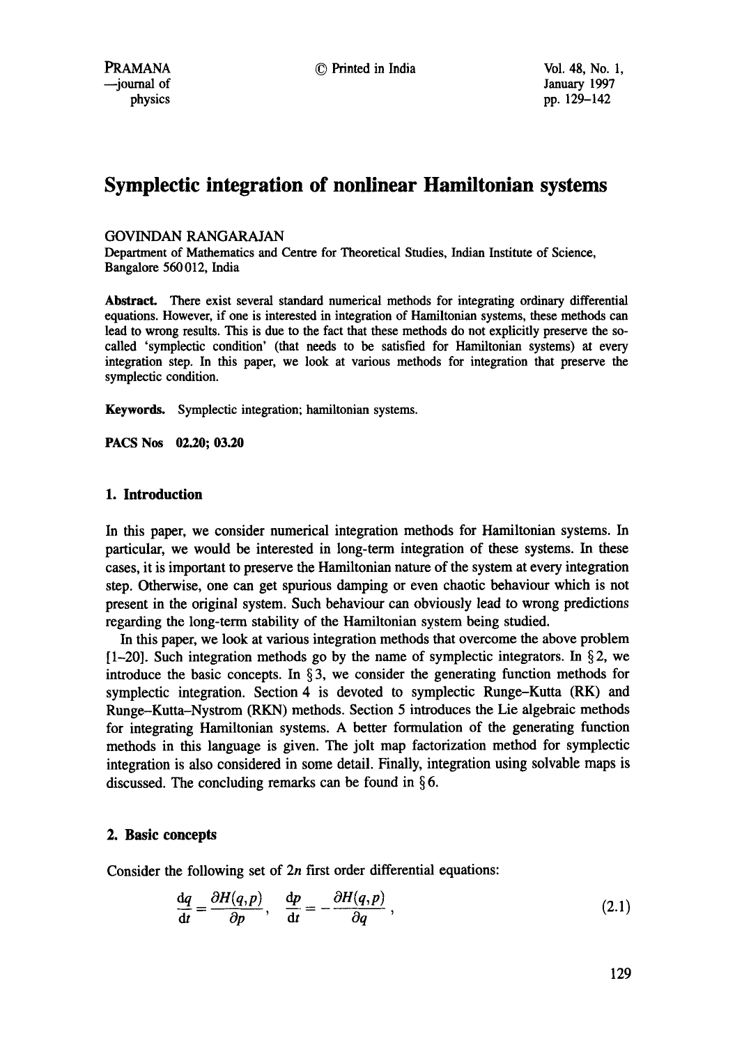# Symplectic integration of nonlinear Hamiltonian systems

GOVINDAN RANGARAJAN

Department of Mathematics and Centre for Theoretical Studies, Indian Institute of Science, Bangalore 560 012, India

**Abstract.** There exist several standard numerical methods for integrating ordinary differential equations. However, if one is interested in integration of Hamiltonian systems, these methods can lead to wrong results. This is due to the fact that these methods do not explicitly preserve the so-called 'symplectic condition' (that needs to be satisfied for Hamiltonian systems) at every integration step. In this paper, we look at various methods for integration that preserve the symplectic condition.

**Keywords.** Symplectic integration; hamiltonian systems.

**PACS Nos** 02.20; 03.20

## 1. Introduction

In this paper, we consider numerical integration methods for Hamiltonian systems. In particular, we would be interested in long-term integration of these systems. In these cases, it is important to preserve the Hamiltonian nature of the system at every integration step. Otherwise, one can get spurious damping or even chaotic behaviour which is not present in the original system. Such behaviour can obviously lead to wrong predictions regarding the long-term stability of the Hamiltonian system being studied.

In this paper, we look at various integration methods that overcome the above problem [1–20]. Such integration methods go by the name of symplectic integrators. In § 2, we introduce the basic concepts. In § 3, we consider the generating function methods for symplectic integration. Section 4 is devoted to symplectic Runge–Kutta (RK) and Runge–Kutta–Nystrom (RKN) methods. Section 5 introduces the Lie algebraic methods for integrating Hamiltonian systems. A better formulation of the generating function methods in this language is given. The jolt map factorization method for symplectic integration is also considered in some detail. Finally, integration using solvable maps is discussed. The concluding remarks can be found in § 6.

## 2. Basic concepts

Consider the following set of $2n$ first order differential equations:

$$\frac{dq}{dt} = \frac{\partial H(q,p)}{\partial p}, \quad \frac{dp}{dt} = -\frac{\partial H(q,p)}{\partial q}, \tag{2.1}$$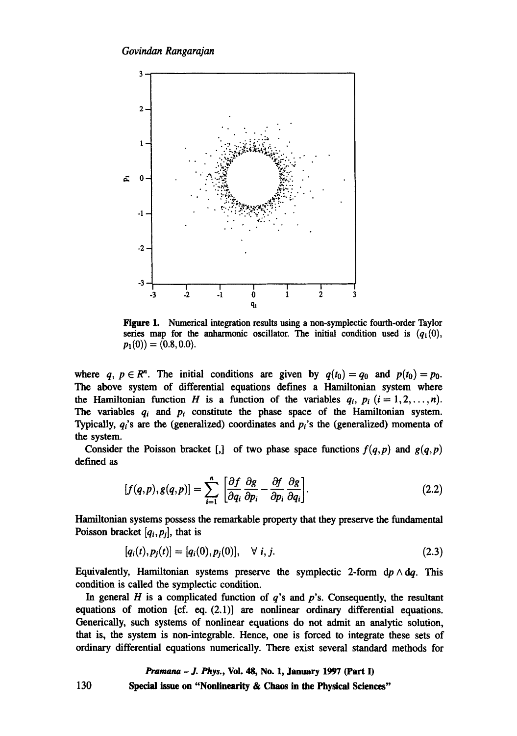**Figure 1.** Numerical integration results using a non-symplectic fourth-order Taylor series map for the anharmonic oscillator. The initial condition used is $(q_1(0), p_1(0)) = (0.8, 0.0)$.

where $q$, $p \in R^n$. The initial conditions are given by $q(t_0) = q_0$ and $p(t_0) = p_0$. The above system of differential equations defines a Hamiltonian system where the Hamiltonian function $H$ is a function of the variables $q_i$, $p_i$ $(i = 1, 2, \ldots, n)$. The variables $q_i$ and $p_i$ constitute the phase space of the Hamiltonian system. Typically, $q_i$'s are the (generalized) coordinates and $p_i$'s the (generalized) momenta of the system.

Consider the Poisson bracket [,] of two phase space functions $f(q,p)$ and $g(q,p)$ defined as

$$[f(q,p), g(q,p)] = \sum_{i=1}^{n} \left[ \frac{\partial f}{\partial q_i} \frac{\partial g}{\partial p_i} - \frac{\partial f}{\partial p_i} \frac{\partial g}{\partial q_i} \right]. \tag{2.2}$$

Hamiltonian systems possess the remarkable property that they preserve the fundamental Poisson bracket $[q_i, p_j]$, that is

$$[q_i(t), p_j(t)] = [q_i(0), p_j(0)], \quad \forall \; i, j. \tag{2.3}$$

Equivalently, Hamiltonian systems preserve the symplectic 2-form $\mathrm{d}p \wedge \mathrm{d}q$. This condition is called the symplectic condition.

In general $H$ is a complicated function of $q$'s and $p$'s. Consequently, the resultant equations of motion [cf. eq. (2.1)] are nonlinear ordinary differential equations. Generically, such systems of nonlinear equations do not admit an analytic solution, that is, the system is non-integrable. Hence, one is forced to integrate these sets of ordinary differential equations numerically. There exist several standard methods for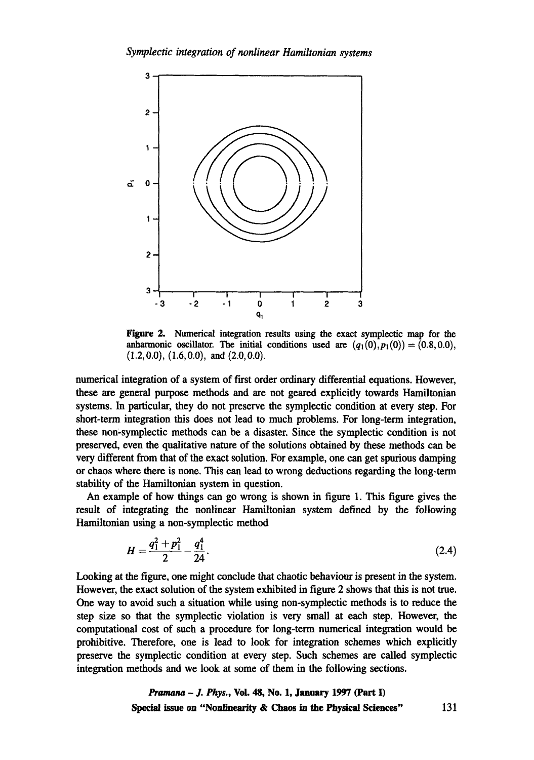**Figure 2.** Numerical integration results using the exact symplectic map for the anharmonic oscillator. The initial conditions used are $(q_1(0), p_1(0)) = (0.8, 0.0)$, $(1.2, 0.0)$, $(1.6, 0.0)$, and $(2.0, 0.0)$.

numerical integration of a system of first order ordinary differential equations. However, these are general purpose methods and are not geared explicitly towards Hamiltonian systems. In particular, they do not preserve the symplectic condition at every step. For short-term integration this does not lead to much problems. For long-term integration, these non-symplectic methods can be a disaster. Since the symplectic condition is not preserved, even the qualitative nature of the solutions obtained by these methods can be very different from that of the exact solution. For example, one can get spurious damping or chaos where there is none. This can lead to wrong deductions regarding the long-term stability of the Hamiltonian system in question.

An example of how things can go wrong is shown in figure 1. This figure gives the result of integrating the nonlinear Hamiltonian system defined by the following Hamiltonian using a non-symplectic method

$$H = \frac{q_1^2 + p_1^2}{2} - \frac{q_1^4}{24}. \tag{2.4}$$

Looking at the figure, one might conclude that chaotic behaviour is present in the system. However, the exact solution of the system exhibited in figure 2 shows that this is not true. One way to avoid such a situation while using non-symplectic methods is to reduce the step size so that the symplectic violation is very small at each step. However, the computational cost of such a procedure for long-term numerical integration would be prohibitive. Therefore, one is lead to look for integration schemes which explicitly preserve the symplectic condition at every step. Such schemes are called symplectic integration methods and we look at some of them in the following sections.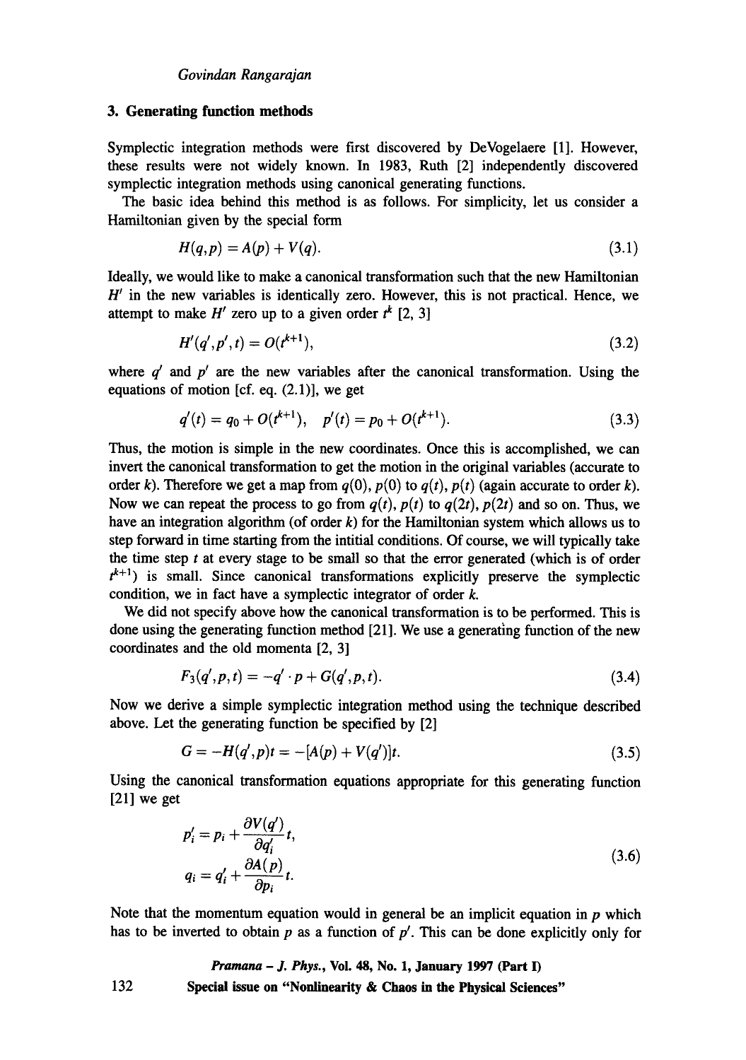## 3. Generating function methods

Symplectic integration methods were first discovered by DeVogelaere [1]. However, these results were not widely known. In 1983, Ruth [2] independently discovered symplectic integration methods using canonical generating functions.

The basic idea behind this method is as follows. For simplicity, let us consider a Hamiltonian given by the special form

$$H(q,p) = A(p) + V(q). \tag{3.1}$$

Ideally, we would like to make a canonical transformation such that the new Hamiltonian $H'$ in the new variables is identically zero. However, this is not practical. Hence, we attempt to make $H'$ zero up to a given order $t^k$ [2, 3]

$$H'(q',p',t) = O(t^{k+1}), \tag{3.2}$$

where $q'$ and $p'$ are the new variables after the canonical transformation. Using the equations of motion [cf. eq. (2.1)], we get

$$q'(t) = q_0 + O(t^{k+1}), \quad p'(t) = p_0 + O(t^{k+1}). \tag{3.3}$$

Thus, the motion is simple in the new coordinates. Once this is accomplished, we can invert the canonical transformation to get the motion in the original variables (accurate to order $k$). Therefore we get a map from $q(0)$, $p(0)$ to $q(t)$, $p(t)$ (again accurate to order $k$). Now we can repeat the process to go from $q(t)$, $p(t)$ to $q(2t)$, $p(2t)$ and so on. Thus, we have an integration algorithm (of order $k$) for the Hamiltonian system which allows us to step forward in time starting from the intitial conditions. Of course, we will typically take the time step $t$ at every stage to be small so that the error generated (which is of order $t^{k+1}$) is small. Since canonical transformations explicitly preserve the symplectic condition, we in fact have a symplectic integrator of order $k$.

We did not specify above how the canonical transformation is to be performed. This is done using the generating function method [21]. We use a generating function of the new coordinates and the old momenta [2, 3]

$$F_3(q',p,t) = -q' \cdot p + G(q',p,t). \tag{3.4}$$

Now we derive a simple symplectic integration method using the technique described above. Let the generating function be specified by [2]

$$G = -H(q',p)t = -[A(p) + V(q')]t. \tag{3.5}$$

Using the canonical transformation equations appropriate for this generating function [21] we get

$$\begin{aligned} p'_i &= p_i + \frac{\partial V(q')}{\partial q'_i} t, \\ q_i &= q'_i + \frac{\partial A(p)}{\partial p_i} t. \end{aligned} \tag{3.6}$$

Note that the momentum equation would in general be an implicit equation in $p$ which has to be inverted to obtain $p$ as a function of $p'$. This can be done explicitly only for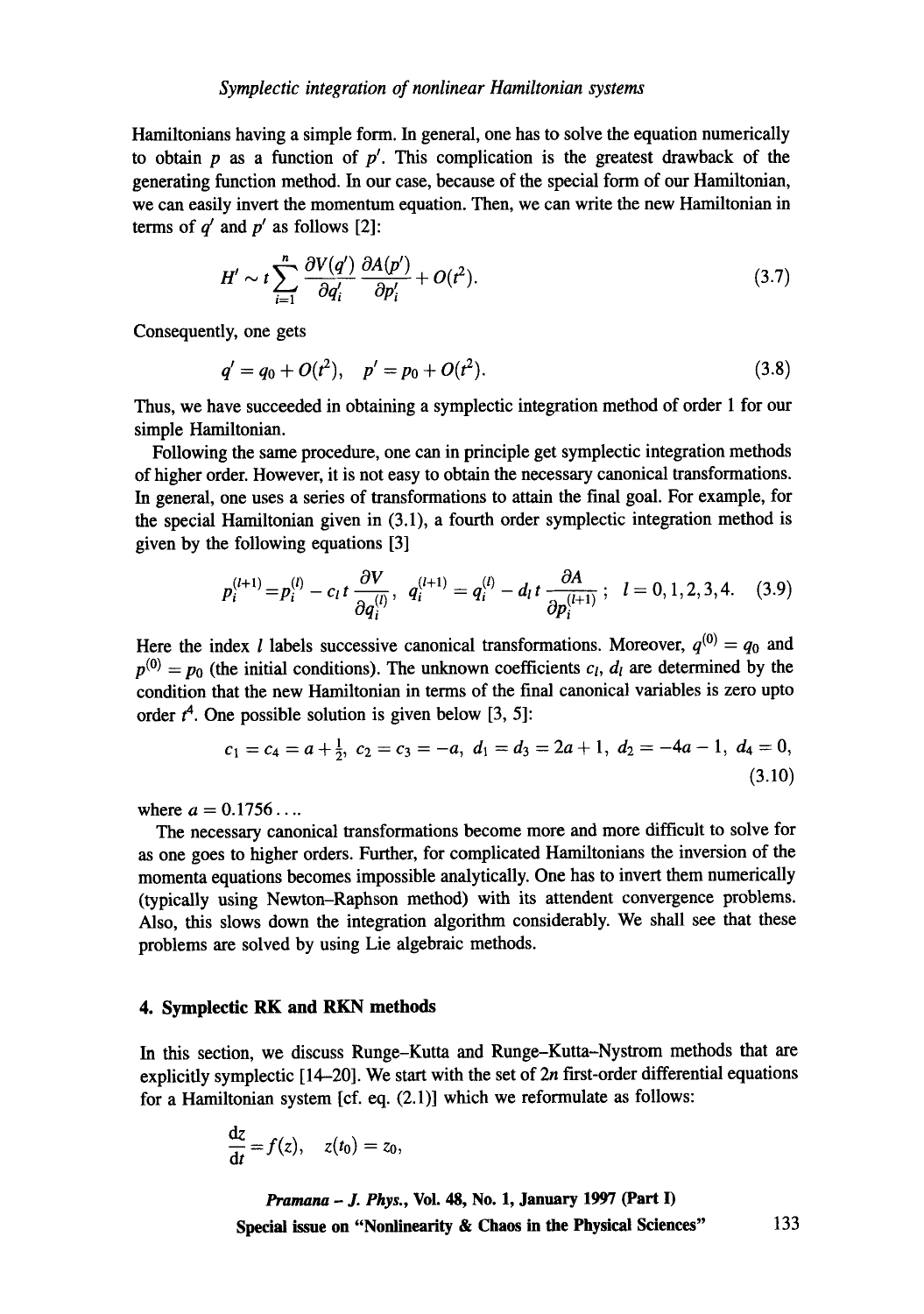Hamiltonians having a simple form. In general, one has to solve the equation numerically to obtain $p$ as a function of $p'$. This complication is the greatest drawback of the generating function method. In our case, because of the special form of our Hamiltonian, we can easily invert the momentum equation. Then, we can write the new Hamiltonian in terms of $q'$ and $p'$ as follows [2]:

$$H' \sim t \sum_{i=1}^{n} \frac{\partial V(q')}{\partial q'_i} \frac{\partial A(p')}{\partial p'_i} + O(t^2). \tag{3.7}$$

Consequently, one gets

$$q' = q_0 + O(t^2), \quad p' = p_0 + O(t^2). \tag{3.8}$$

Thus, we have succeeded in obtaining a symplectic integration method of order 1 for our simple Hamiltonian.

Following the same procedure, one can in principle get symplectic integration methods of higher order. However, it is not easy to obtain the necessary canonical transformations. In general, one uses a series of transformations to attain the final goal. For example, for the special Hamiltonian given in (3.1), a fourth order symplectic integration method is given by the following equations [3]

$$p_i^{(l+1)} = p_i^{(l)} - c_l\, t \frac{\partial V}{\partial q_i^{(l)}}, \quad q_i^{(l+1)} = q_i^{(l)} - d_l\, t \frac{\partial A}{\partial p_i^{(l+1)}}; \quad l = 0, 1, 2, 3, 4. \tag{3.9}$$

Here the index $l$ labels successive canonical transformations. Moreover, $q^{(0)} = q_0$ and $p^{(0)} = p_0$ (the initial conditions). The unknown coefficients $c_l$, $d_l$ are determined by the condition that the new Hamiltonian in terms of the final canonical variables is zero upto order $t^4$. One possible solution is given below [3, 5]:

$$c_1 = c_4 = a + \tfrac{1}{2}, \; c_2 = c_3 = -a, \; d_1 = d_3 = 2a + 1, \; d_2 = -4a - 1, \; d_4 = 0, \tag{3.10}$$

where $a = 0.1756\ldots$.

The necessary canonical transformations become more and more difficult to solve for as one goes to higher orders. Further, for complicated Hamiltonians the inversion of the momenta equations becomes impossible analytically. One has to invert them numerically (typically using Newton–Raphson method) with its attendent convergence problems. Also, this slows down the integration algorithm considerably. We shall see that these problems are solved by using Lie algebraic methods.

## 4. Symplectic RK and RKN methods

In this section, we discuss Runge–Kutta and Runge–Kutta–Nystrom methods that are explicitly symplectic [14–20]. We start with the set of $2n$ first-order differential equations for a Hamiltonian system [cf. eq. (2.1)] which we reformulate as follows:

$$\frac{\mathrm{d}z}{\mathrm{d}t} = f(z), \quad z(t_0) = z_0,$$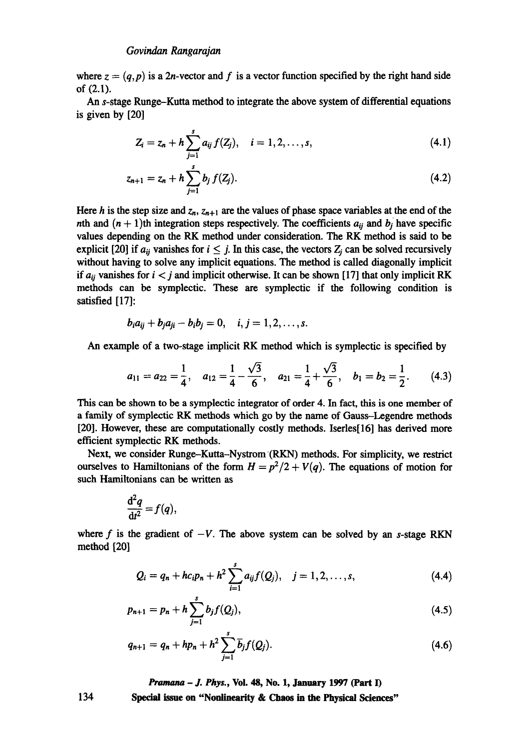where $z = (q, p)$ is a $2n$-vector and $f$ is a vector function specified by the right hand side of (2.1).

An $s$-stage Runge–Kutta method to integrate the above system of differential equations is given by [20]

$$Z_i = z_n + h \sum_{j=1}^{s} a_{ij} f(Z_j), \quad i = 1, 2, \ldots, s, \tag{4.1}$$

$$z_{n+1} = z_n + h \sum_{j=1}^{s} b_j f(Z_j). \tag{4.2}$$

Here $h$ is the step size and $z_n$, $z_{n+1}$ are the values of phase space variables at the end of the $n$th and $(n+1)$th integration steps respectively. The coefficients $a_{ij}$ and $b_j$ have specific values depending on the RK method under consideration. The RK method is said to be explicit [20] if $a_{ij}$ vanishes for $i \leq j$. In this case, the vectors $Z_j$ can be solved recursively without having to solve any implicit equations. The method is called diagonally implicit if $a_{ij}$ vanishes for $i < j$ and implicit otherwise. It can be shown [17] that only implicit RK methods can be symplectic. These are symplectic if the following condition is satisfied [17]:

$$b_i a_{ij} + b_j a_{ji} - b_i b_j = 0, \quad i, j = 1, 2, \ldots, s.$$

An example of a two-stage implicit RK method which is symplectic is specified by

$$a_{11} = a_{22} = \frac{1}{4}, \quad a_{12} = \frac{1}{4} - \frac{\sqrt{3}}{6}, \quad a_{21} = \frac{1}{4} + \frac{\sqrt{3}}{6}, \quad b_1 = b_2 = \frac{1}{2}. \tag{4.3}$$

This can be shown to be a symplectic integrator of order 4. In fact, this is one member of a family of symplectic RK methods which go by the name of Gauss–Legendre methods [20]. However, these are computationally costly methods. Iserles[16] has derived more efficient symplectic RK methods.

Next, we consider Runge–Kutta–Nystrom (RKN) methods. For simplicity, we restrict ourselves to Hamiltonians of the form $H = p^2/2 + V(q)$. The equations of motion for such Hamiltonians can be written as

$$\frac{\mathrm{d}^2 q}{\mathrm{d}t^2} = f(q),$$

where $f$ is the gradient of $-V$. The above system can be solved by an $s$-stage RKN method [20]

$$Q_i = q_n + h c_i p_n + h^2 \sum_{i=1}^{s} a_{ij} f(Q_j), \quad j = 1, 2, \ldots, s, \tag{4.4}$$

$$p_{n+1} = p_n + h \sum_{j=1}^{s} b_j f(Q_j), \tag{4.5}$$

$$q_{n+1} = q_n + h p_n + h^2 \sum_{j=1}^{s} \bar{b}_j f(Q_j). \tag{4.6}$$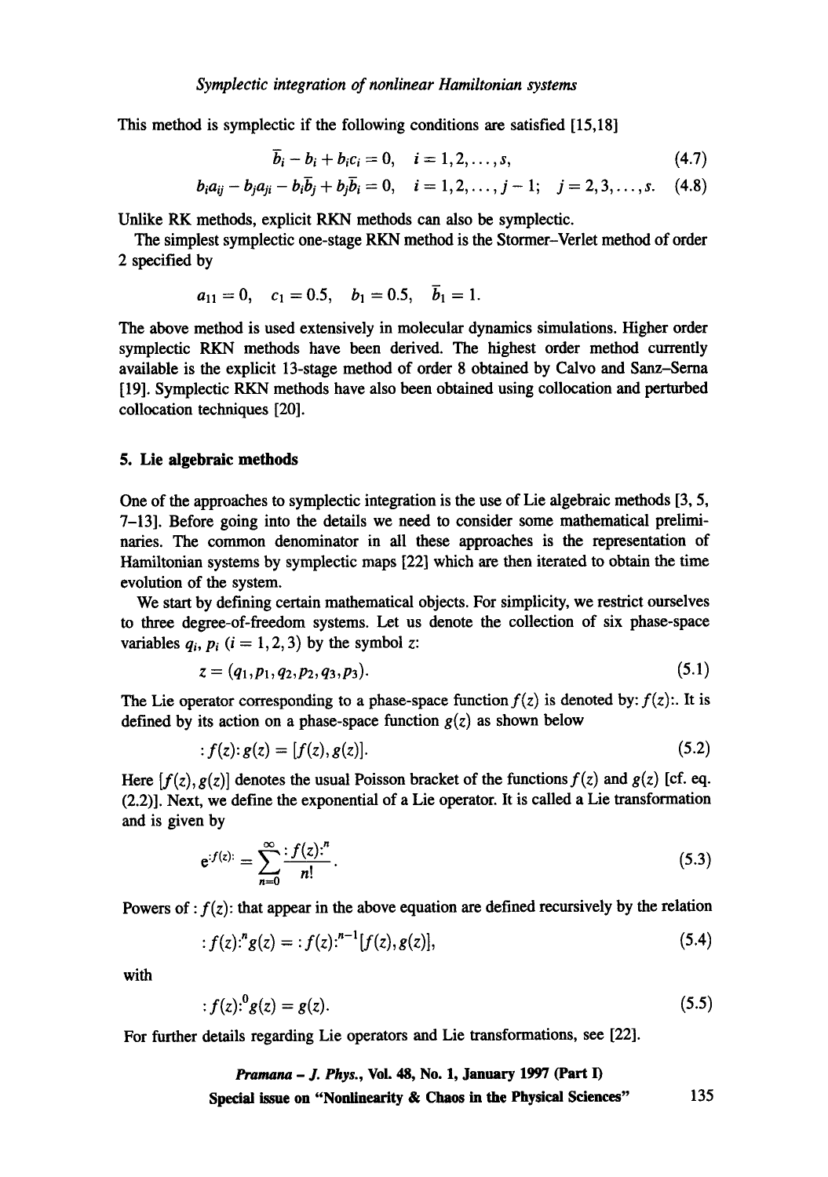This method is symplectic if the following conditions are satisfied [15,18]

$$\bar{b}_i - b_i + b_i c_i = 0, \quad i = 1, 2, \ldots, s, \tag{4.7}$$

$$b_i a_{ij} - b_j a_{ji} - b_i \bar{b}_j + b_j \bar{b}_i = 0, \quad i = 1, 2, \ldots, j-1; \quad j = 2, 3, \ldots, s. \tag{4.8}$$

Unlike RK methods, explicit RKN methods can also be symplectic.

The simplest symplectic one-stage RKN method is the Stormer–Verlet method of order 2 specified by

$$a_{11} = 0, \quad c_1 = 0.5, \quad b_1 = 0.5, \quad \bar{b}_1 = 1.$$

The above method is used extensively in molecular dynamics simulations. Higher order symplectic RKN methods have been derived. The highest order method currently available is the explicit 13-stage method of order 8 obtained by Calvo and Sanz–Serna [19]. Symplectic RKN methods have also been obtained using collocation and perturbed collocation techniques [20].

## 5. Lie algebraic methods

One of the approaches to symplectic integration is the use of Lie algebraic methods [3, 5, 7–13]. Before going into the details we need to consider some mathematical preliminaries. The common denominator in all these approaches is the representation of Hamiltonian systems by symplectic maps [22] which are then iterated to obtain the time evolution of the system.

We start by defining certain mathematical objects. For simplicity, we restrict ourselves to three degree-of-freedom systems. Let us denote the collection of six phase-space variables $q_i$, $p_i$ $(i = 1, 2, 3)$ by the symbol $z$:

$$z = (q_1, p_1, q_2, p_2, q_3, p_3). \tag{5.1}$$

The Lie operator corresponding to a phase-space function $f(z)$ is denoted by: $f(z)$:. It is defined by its action on a phase-space function $g(z)$ as shown below

$$:f(z):g(z) = [f(z), g(z)]. \tag{5.2}$$

Here $[f(z), g(z)]$ denotes the usual Poisson bracket of the functions $f(z)$ and $g(z)$ [cf. eq. (2.2)]. Next, we define the exponential of a Lie operator. It is called a Lie transformation and is given by

$$e^{:f(z):} = \sum_{n=0}^{\infty} \frac{:f(z):^n}{n!}. \tag{5.3}$$

Powers of $:f(z):$ that appear in the above equation are defined recursively by the relation

$$:f(z):^n g(z) = :f(z):^{n-1}[f(z), g(z)], \tag{5.4}$$

with

$$:f(z):^0 g(z) = g(z). \tag{5.5}$$

For further details regarding Lie operators and Lie transformations, see [22].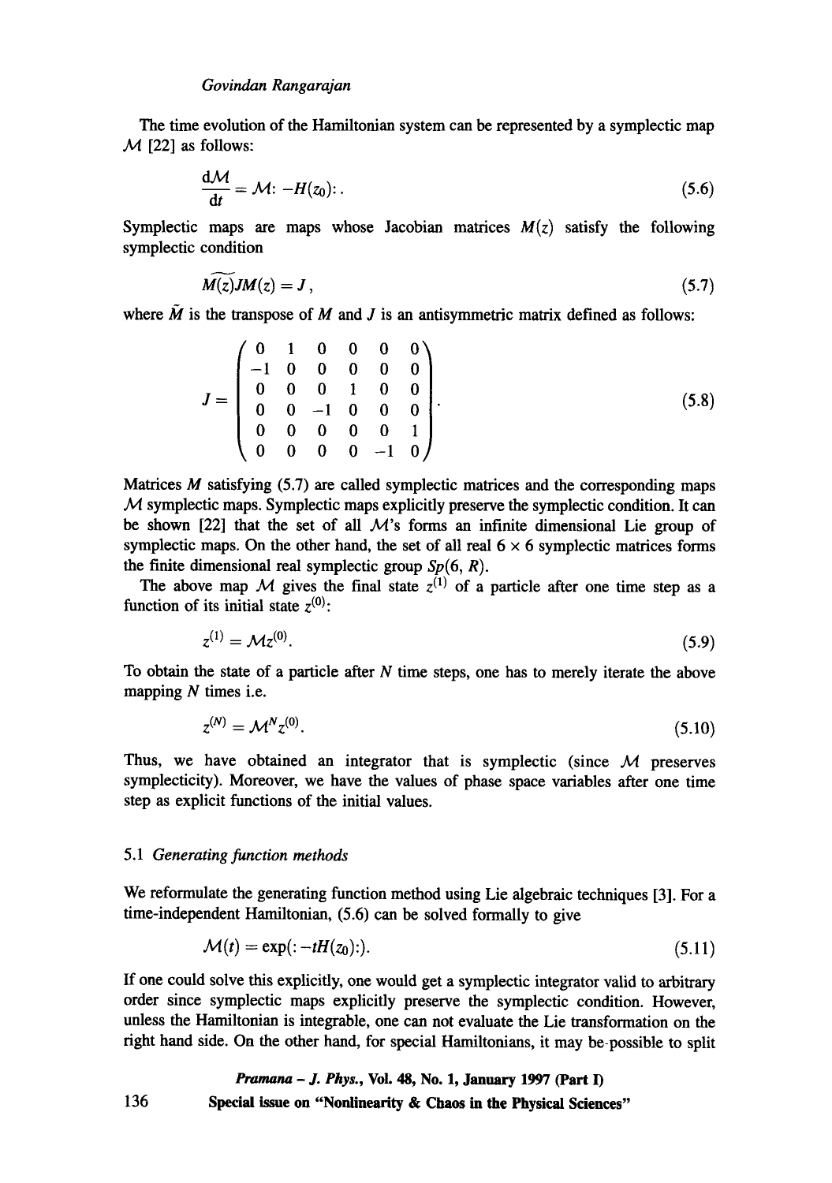The time evolution of the Hamiltonian system can be represented by a symplectic map $\mathcal{M}$ [22] as follows:

$$\frac{d\mathcal{M}}{dt} = \mathcal{M}\colon -H(z_0)\colon. \tag{5.6}$$

Symplectic maps are maps whose Jacobian matrices $M(z)$ satisfy the following symplectic condition

$$\widetilde{M(z)}JM(z) = J, \tag{5.7}$$

where $\tilde{M}$ is the transpose of $M$ and $J$ is an antisymmetric matrix defined as follows:

$$J = \begin{pmatrix} 0 & 1 & 0 & 0 & 0 & 0 \\ -1 & 0 & 0 & 0 & 0 & 0 \\ 0 & 0 & 0 & 1 & 0 & 0 \\ 0 & 0 & -1 & 0 & 0 & 0 \\ 0 & 0 & 0 & 0 & 0 & 1 \\ 0 & 0 & 0 & 0 & -1 & 0 \end{pmatrix}. \tag{5.8}$$

Matrices $M$ satisfying (5.7) are called symplectic matrices and the corresponding maps $\mathcal{M}$ symplectic maps. Symplectic maps explicitly preserve the symplectic condition. It can be shown [22] that the set of all $\mathcal{M}$'s forms an infinite dimensional Lie group of symplectic maps. On the other hand, the set of all real $6 \times 6$ symplectic matrices forms the finite dimensional real symplectic group $Sp(6, R)$.

The above map $\mathcal{M}$ gives the final state $z^{(1)}$ of a particle after one time step as a function of its initial state $z^{(0)}$:

$$z^{(1)} = \mathcal{M}z^{(0)}. \tag{5.9}$$

To obtain the state of a particle after $N$ time steps, one has to merely iterate the above mapping $N$ times i.e.

$$z^{(N)} = \mathcal{M}^N z^{(0)}. \tag{5.10}$$

Thus, we have obtained an integrator that is symplectic (since $\mathcal{M}$ preserves symplecticity). Moreover, we have the values of phase space variables after one time step as explicit functions of the initial values.

### 5.1 *Generating function methods*

We reformulate the generating function method using Lie algebraic techniques [3]. For a time-independent Hamiltonian, (5.6) can be solved formally to give

$$\mathcal{M}(t) = \exp(\colon -tH(z_0)\colon). \tag{5.11}$$

If one could solve this explicitly, one would get a symplectic integrator valid to arbitrary order since symplectic maps explicitly preserve the symplectic condition. However, unless the Hamiltonian is integrable, one can not evaluate the Lie transformation on the right hand side. On the other hand, for special Hamiltonians, it may be possible to split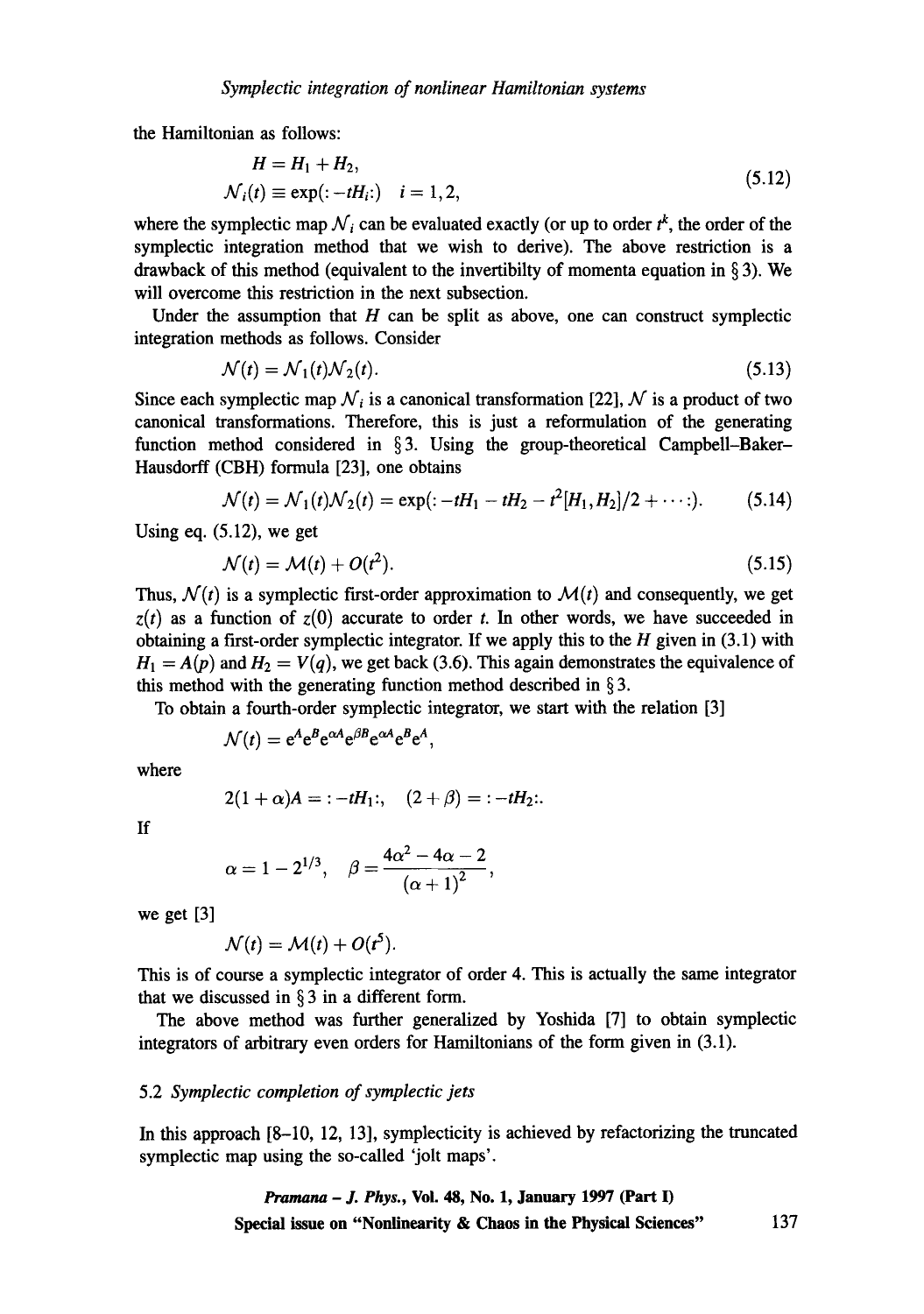the Hamiltonian as follows:

$$
\begin{aligned}
&H = H_1 + H_2, \\
&\mathcal{N}_i(t) \equiv \exp(:-tH_i:) \quad i = 1, 2,
\end{aligned}
\tag{5.12}
$$

where the symplectic map $\mathcal{N}_i$ can be evaluated exactly (or up to order $t^k$, the order of the symplectic integration method that we wish to derive). The above restriction is a drawback of this method (equivalent to the invertibilty of momenta equation in § 3). We will overcome this restriction in the next subsection.

Under the assumption that $H$ can be split as above, one can construct symplectic integration methods as follows. Consider

$$
\mathcal{N}(t) = \mathcal{N}_1(t)\mathcal{N}_2(t). \tag{5.13}
$$

Since each symplectic map $\mathcal{N}_i$ is a canonical transformation [22], $\mathcal{N}$ is a product of two canonical transformations. Therefore, this is just a reformulation of the generating function method considered in § 3. Using the group-theoretical Campbell–Baker–Hausdorff (CBH) formula [23], one obtains

$$
\mathcal{N}(t) = \mathcal{N}_1(t)\mathcal{N}_2(t) = \exp(:-tH_1 - tH_2 - t^2[H_1, H_2]/2 + \cdots:). \tag{5.14}
$$

Using eq. (5.12), we get

$$
\mathcal{N}(t) = \mathcal{M}(t) + O(t^2). \tag{5.15}
$$

Thus, $\mathcal{N}(t)$ is a symplectic first-order approximation to $\mathcal{M}(t)$ and consequently, we get $z(t)$ as a function of $z(0)$ accurate to order $t$. In other words, we have succeeded in obtaining a first-order symplectic integrator. If we apply this to the $H$ given in (3.1) with $H_1 = A(p)$ and $H_2 = V(q)$, we get back (3.6). This again demonstrates the equivalence of this method with the generating function method described in § 3.

To obtain a fourth-order symplectic integrator, we start with the relation [3]

$$
\mathcal{N}(t) = e^A e^B e^{\alpha A} e^{\beta B} e^{\alpha A} e^B e^A,
$$

where

$$
2(1+\alpha)A = :-tH_1:, \quad (2+\beta) = :-tH_2:.
$$

If

$$
\alpha = 1 - 2^{1/3}, \quad \beta = \frac{4\alpha^2 - 4\alpha - 2}{(\alpha+1)^2},
$$

we get [3]

$$
\mathcal{N}(t) = \mathcal{M}(t) + O(t^5).
$$

This is of course a symplectic integrator of order 4. This is actually the same integrator that we discussed in § 3 in a different form.

The above method was further generalized by Yoshida [7] to obtain symplectic integrators of arbitrary even orders for Hamiltonians of the form given in (3.1).

### 5.2 *Symplectic completion of symplectic jets*

In this approach [8–10, 12, 13], symplecticity is achieved by refactorizing the truncated symplectic map using the so-called 'jolt maps'.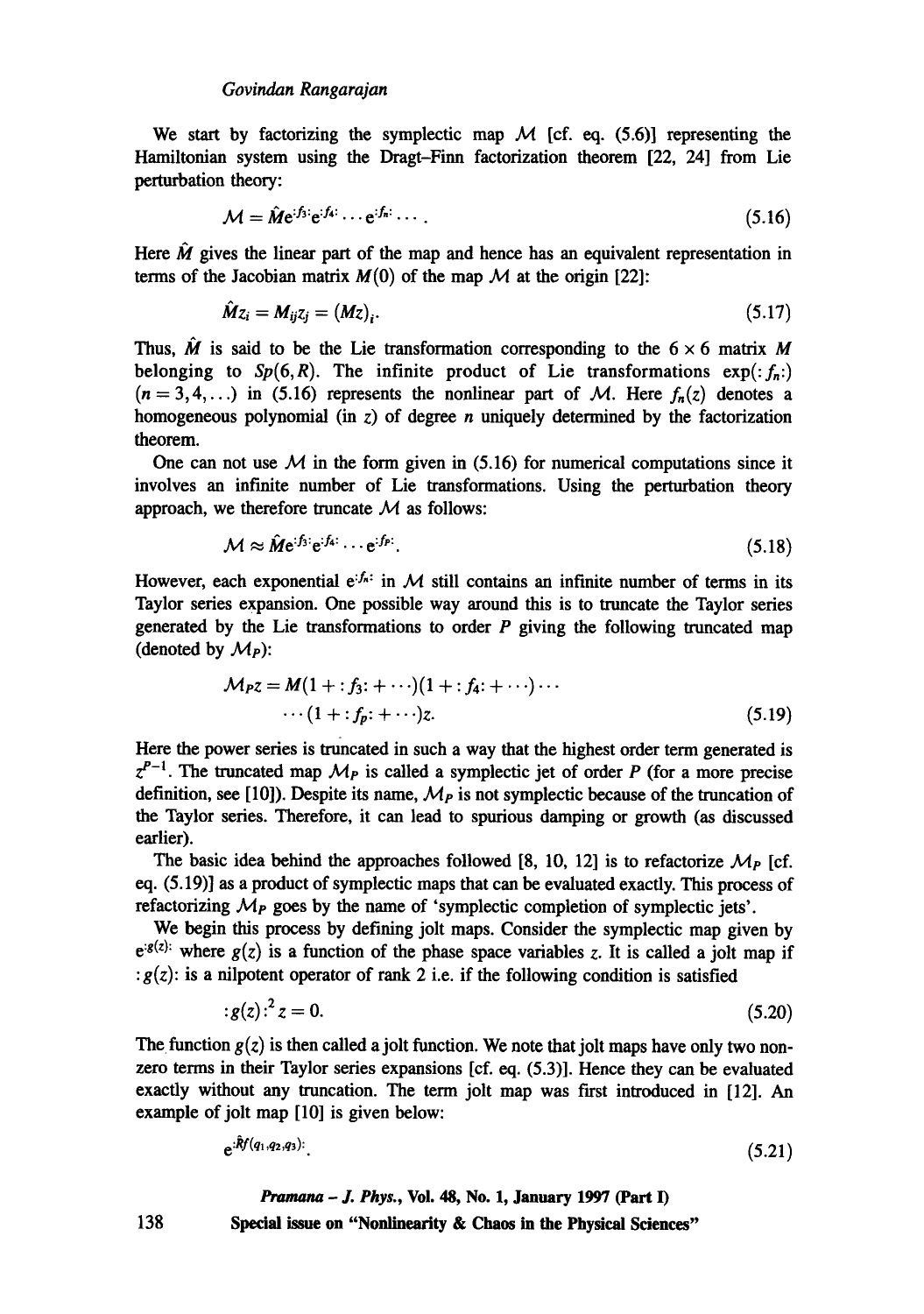We start by factorizing the symplectic map $\mathcal{M}$ [cf. eq. (5.6)] representing the Hamiltonian system using the Dragt–Finn factorization theorem [22, 24] from Lie perturbation theory:

$$\mathcal{M} = \hat{M} e^{:f_3:} e^{:f_4:} \cdots e^{:f_n:} \cdots . \tag{5.16}$$

Here $\hat{M}$ gives the linear part of the map and hence has an equivalent representation in terms of the Jacobian matrix $M(0)$ of the map $\mathcal{M}$ at the origin [22]:

$$\hat{M} z_i = M_{ij} z_j = (Mz)_i. \tag{5.17}$$

Thus, $\hat{M}$ is said to be the Lie transformation corresponding to the $6 \times 6$ matrix $M$ belonging to $Sp(6, R)$. The infinite product of Lie transformations $\exp(:f_n:)$ $(n = 3, 4, \ldots)$ in (5.16) represents the nonlinear part of $\mathcal{M}$. Here $f_n(z)$ denotes a homogeneous polynomial (in $z$) of degree $n$ uniquely determined by the factorization theorem.

One can not use $\mathcal{M}$ in the form given in (5.16) for numerical computations since it involves an infinite number of Lie transformations. Using the perturbation theory approach, we therefore truncate $\mathcal{M}$ as follows:

$$\mathcal{M} \approx \hat{M} e^{:f_3:} e^{:f_4:} \cdots e^{:f_P:}. \tag{5.18}$$

However, each exponential $e^{:f_n:}$ in $\mathcal{M}$ still contains an infinite number of terms in its Taylor series expansion. One possible way around this is to truncate the Taylor series generated by the Lie transformations to order $P$ giving the following truncated map (denoted by $\mathcal{M}_P$):

$$\begin{aligned} \mathcal{M}_P z = M(1 + :f_3: + \cdots)(1 + :f_4: + \cdots) \cdots \\ \cdots (1 + :f_P: + \cdots) z. \end{aligned} \tag{5.19}$$

Here the power series is truncated in such a way that the highest order term generated is $z^{P-1}$. The truncated map $\mathcal{M}_P$ is called a symplectic jet of order $P$ (for a more precise definition, see [10]). Despite its name, $\mathcal{M}_P$ is not symplectic because of the truncation of the Taylor series. Therefore, it can lead to spurious damping or growth (as discussed earlier).

The basic idea behind the approaches followed [8, 10, 12] is to refactorize $\mathcal{M}_P$ [cf. eq. (5.19)] as a product of symplectic maps that can be evaluated exactly. This process of refactorizing $\mathcal{M}_P$ goes by the name of 'symplectic completion of symplectic jets'.

We begin this process by defining jolt maps. Consider the symplectic map given by $e^{:g(z):}$ where $g(z)$ is a function of the phase space variables $z$. It is called a jolt map if $:g(z):$ is a nilpotent operator of rank 2 i.e. if the following condition is satisfied

$$:g(z):^2 z = 0. \tag{5.20}$$

The function $g(z)$ is then called a jolt function. We note that jolt maps have only two non-zero terms in their Taylor series expansions [cf. eq. (5.3)]. Hence they can be evaluated exactly without any truncation. The term jolt map was first introduced in [12]. An example of jolt map [10] is given below:

$$e^{:\hat{R}f(q_1, q_2, q_3):}. \tag{5.21}$$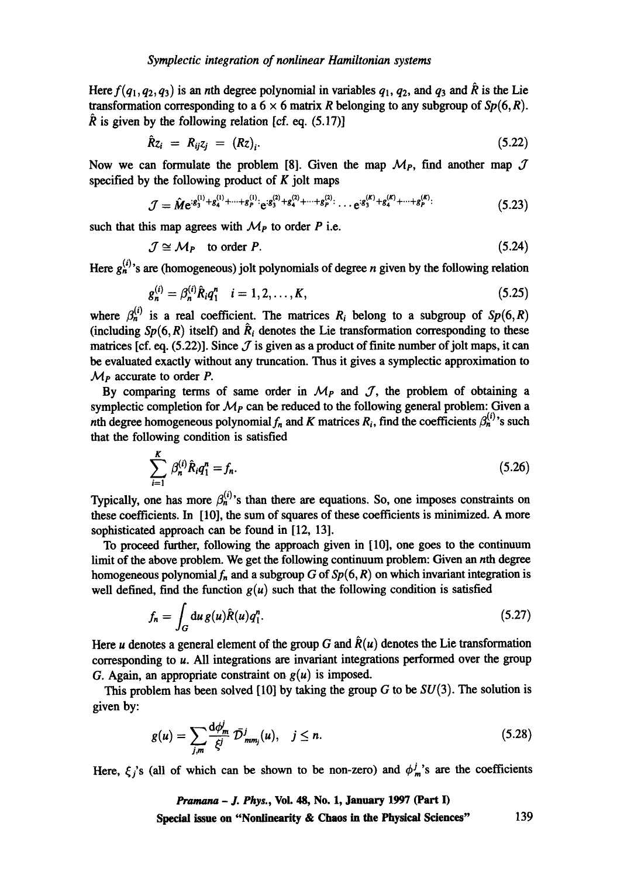Here $f(q_1, q_2, q_3)$ is an $n$th degree polynomial in variables $q_1$, $q_2$, and $q_3$ and $\hat{R}$ is the Lie transformation corresponding to a $6 \times 6$ matrix $R$ belonging to any subgroup of $Sp(6, R)$. $\hat{R}$ is given by the following relation [cf. eq. (5.17)]

$$\hat{R}z_i = R_{ij}z_j = (Rz)_i. \tag{5.22}$$

Now we can formulate the problem [8]. Given the map $\mathcal{M}_P$, find another map $\mathcal{J}$ specified by the following product of $K$ jolt maps

$$\mathcal{J} = \hat{M}e^{:g_3^{(1)}+g_4^{(1)}+\cdots+g_P^{(1)}:}e^{:g_3^{(2)}+g_4^{(2)}+\cdots+g_P^{(2)}:}\ldots e^{:g_3^{(K)}+g_4^{(K)}+\cdots+g_P^{(K)}:} \tag{5.23}$$

such that this map agrees with $\mathcal{M}_P$ to order $P$ i.e.

$$\mathcal{J} \cong \mathcal{M}_P \quad \text{to order } P. \tag{5.24}$$

Here $g_n^{(i)}$'s are (homogeneous) jolt polynomials of degree $n$ given by the following relation

$$g_n^{(i)} = \beta_n^{(i)}\hat{R}_i q_1^n \quad i = 1, 2, \ldots, K, \tag{5.25}$$

where $\beta_n^{(i)}$ is a real coefficient. The matrices $R_i$ belong to a subgroup of $Sp(6, R)$ (including $Sp(6, R)$ itself) and $\hat{R}_i$ denotes the Lie transformation corresponding to these matrices [cf. eq. (5.22)]. Since $\mathcal{J}$ is given as a product of finite number of jolt maps, it can be evaluated exactly without any truncation. Thus it gives a symplectic approximation to $\mathcal{M}_P$ accurate to order $P$.

By comparing terms of same order in $\mathcal{M}_P$ and $\mathcal{J}$, the problem of obtaining a symplectic completion for $\mathcal{M}_P$ can be reduced to the following general problem: Given a $n$th degree homogeneous polynomial $f_n$ and $K$ matrices $R_i$, find the coefficients $\beta_n^{(i)}$'s such that the following condition is satisfied

$$\sum_{i=1}^{K} \beta_n^{(i)}\hat{R}_i q_1^n = f_n. \tag{5.26}$$

Typically, one has more $\beta_n^{(i)}$'s than there are equations. So, one imposes constraints on these coefficients. In [10], the sum of squares of these coefficients is minimized. A more sophisticated approach can be found in [12, 13].

To proceed further, following the approach given in [10], one goes to the continuum limit of the above problem. We get the following continuum problem: Given an $n$th degree homogeneous polynomial $f_n$ and a subgroup $G$ of $Sp(6, R)$ on which invariant integration is well defined, find the function $g(u)$ such that the following condition is satisfied

$$f_n = \int_G du\, g(u)\hat{R}(u)q_1^n. \tag{5.27}$$

Here $u$ denotes a general element of the group $G$ and $\hat{R}(u)$ denotes the Lie transformation corresponding to $u$. All integrations are invariant integrations performed over the group $G$. Again, an appropriate constraint on $g(u)$ is imposed.

This problem has been solved [10] by taking the group $G$ to be $SU(3)$. The solution is given by:

$$g(u) = \sum_{j,m} \frac{d\phi_m^j}{\xi^j} \bar{\mathcal{D}}_{mm_j}^j(u), \quad j \leq n. \tag{5.28}$$

Here, $\xi_j$'s (all of which can be shown to be non-zero) and $\phi_m^j$'s are the coefficients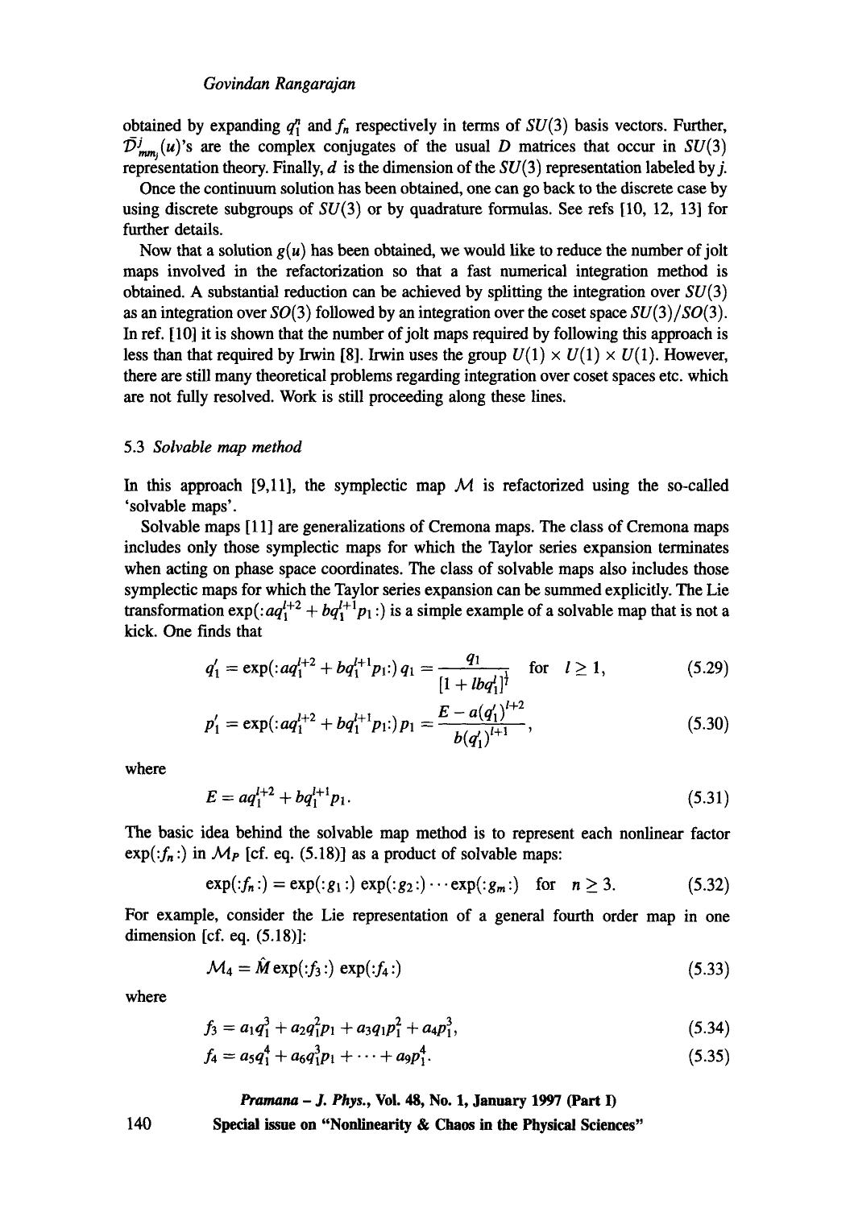obtained by expanding $q_1^n$ and $f_n$ respectively in terms of $SU(3)$ basis vectors. Further, $\bar{\mathcal{D}}^j_{mm_j}(u)$'s are the complex conjugates of the usual $D$ matrices that occur in $SU(3)$ representation theory. Finally, $d$ is the dimension of the $SU(3)$ representation labeled by $j$.

Once the continuum solution has been obtained, one can go back to the discrete case by using discrete subgroups of $SU(3)$ or by quadrature formulas. See refs [10, 12, 13] for further details.

Now that a solution $g(u)$ has been obtained, we would like to reduce the number of jolt maps involved in the refactorization so that a fast numerical integration method is obtained. A substantial reduction can be achieved by splitting the integration over $SU(3)$ as an integration over $SO(3)$ followed by an integration over the coset space $SU(3)/SO(3)$. In ref. [10] it is shown that the number of jolt maps required by following this approach is less than that required by Irwin [8]. Irwin uses the group $U(1) \times U(1) \times U(1)$. However, there are still many theoretical problems regarding integration over coset spaces etc. which are not fully resolved. Work is still proceeding along these lines.

### 5.3 *Solvable map method*

In this approach [9,11], the symplectic map $\mathcal{M}$ is refactorized using the so-called 'solvable maps'.

Solvable maps [11] are generalizations of Cremona maps. The class of Cremona maps includes only those symplectic maps for which the Taylor series expansion terminates when acting on phase space coordinates. The class of solvable maps also includes those symplectic maps for which the Taylor series expansion can be summed explicitly. The Lie transformation $\exp(:aq_1^{l+2} + bq_1^{l+1}p_1:)$ is a simple example of a solvable map that is not a kick. One finds that

$$q_1' = \exp(:aq_1^{l+2} + bq_1^{l+1}p_1:)\, q_1 = \frac{q_1}{[1 + lbq_1^l]^{\frac{1}{l}}} \quad \text{for} \quad l \geq 1, \tag{5.29}$$

$$p_1' = \exp(:aq_1^{l+2} + bq_1^{l+1}p_1:)\, p_1 = \frac{E - a(q_1')^{l+2}}{b(q_1')^{l+1}}, \tag{5.30}$$

where

$$E = aq_1^{l+2} + bq_1^{l+1}p_1. \tag{5.31}$$

The basic idea behind the solvable map method is to represent each nonlinear factor $\exp(:f_n:)$ in $\mathcal{M}_P$ [cf. eq. (5.18)] as a product of solvable maps:

$$\exp(:f_n:) = \exp(:g_1:)\exp(:g_2:)\cdots\exp(:g_m:) \quad \text{for} \quad n \geq 3. \tag{5.32}$$

For example, consider the Lie representation of a general fourth order map in one dimension [cf. eq. (5.18)]:

$$\mathcal{M}_4 = \hat{M}\exp(:f_3:)\exp(:f_4:) \tag{5.33}$$

where

$$f_3 = a_1q_1^3 + a_2q_1^2p_1 + a_3q_1p_1^2 + a_4p_1^3, \tag{5.34}$$

$$f_4 = a_5q_1^4 + a_6q_1^3p_1 + \cdots + a_9p_1^4. \tag{5.35}$$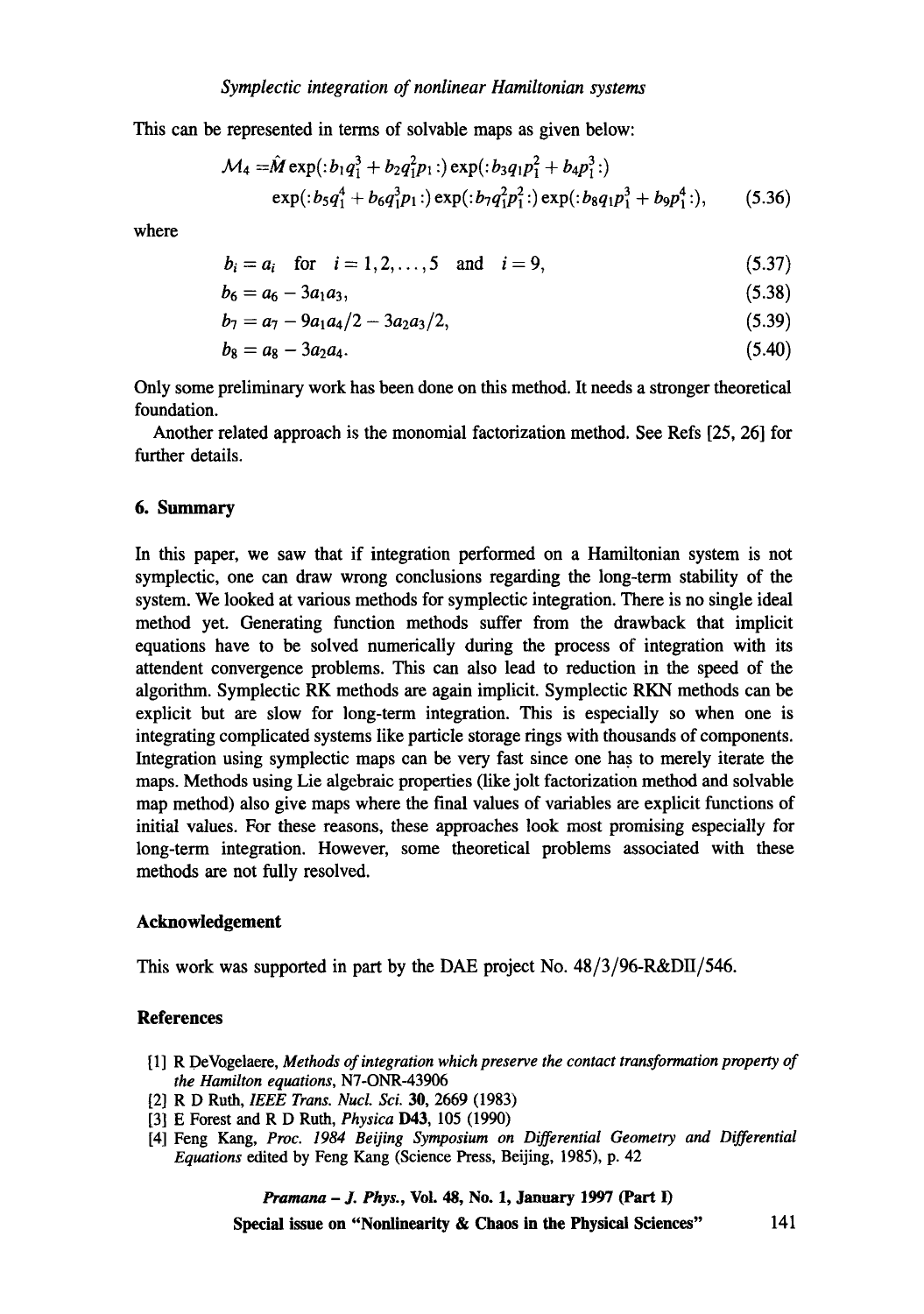This can be represented in terms of solvable maps as given below:

$$\mathcal{M}_4 = \hat{M} \exp(:b_1 q_1^3 + b_2 q_1^2 p_1:) \exp(:b_3 q_1 p_1^2 + b_4 p_1^3:)$$
$$\exp(:b_5 q_1^4 + b_6 q_1^3 p_1:) \exp(:b_7 q_1^2 p_1^2:) \exp(:b_8 q_1 p_1^3 + b_9 p_1^4:), \tag{5.36}$$

where

$$b_i = a_i \quad \text{for} \quad i = 1, 2, \ldots, 5 \quad \text{and} \quad i = 9, \tag{5.37}$$

$$b_6 = a_6 - 3a_1 a_3, \tag{5.38}$$

$$b_7 = a_7 - 9a_1 a_4/2 - 3a_2 a_3/2, \tag{5.39}$$

$$b_8 = a_8 - 3a_2 a_4. \tag{5.40}$$

Only some preliminary work has been done on this method. It needs a stronger theoretical foundation.

Another related approach is the monomial factorization method. See Refs [25, 26] for further details.

## 6. Summary

In this paper, we saw that if integration performed on a Hamiltonian system is not symplectic, one can draw wrong conclusions regarding the long-term stability of the system. We looked at various methods for symplectic integration. There is no single ideal method yet. Generating function methods suffer from the drawback that implicit equations have to be solved numerically during the process of integration with its attendent convergence problems. This can also lead to reduction in the speed of the algorithm. Symplectic RK methods are again implicit. Symplectic RKN methods can be explicit but are slow for long-term integration. This is especially so when one is integrating complicated systems like particle storage rings with thousands of components. Integration using symplectic maps can be very fast since one has to merely iterate the maps. Methods using Lie algebraic properties (like jolt factorization method and solvable map method) also give maps where the final values of variables are explicit functions of initial values. For these reasons, these approaches look most promising especially for long-term integration. However, some theoretical problems associated with these methods are not fully resolved.

### Acknowledgement

This work was supported in part by the DAE project No. 48/3/96-R&DII/546.

### References

[1] R DeVogelaere, *Methods of integration which preserve the contact transformation property of the Hamilton equations*, N7-ONR-43906

[2] R D Ruth, *IEEE Trans. Nucl. Sci.* **30**, 2669 (1983)

[3] E Forest and R D Ruth, *Physica* **D43**, 105 (1990)

[4] Feng Kang, *Proc. 1984 Beijing Symposium on Differential Geometry and Differential Equations* edited by Feng Kang (Science Press, Beijing, 1985), p. 42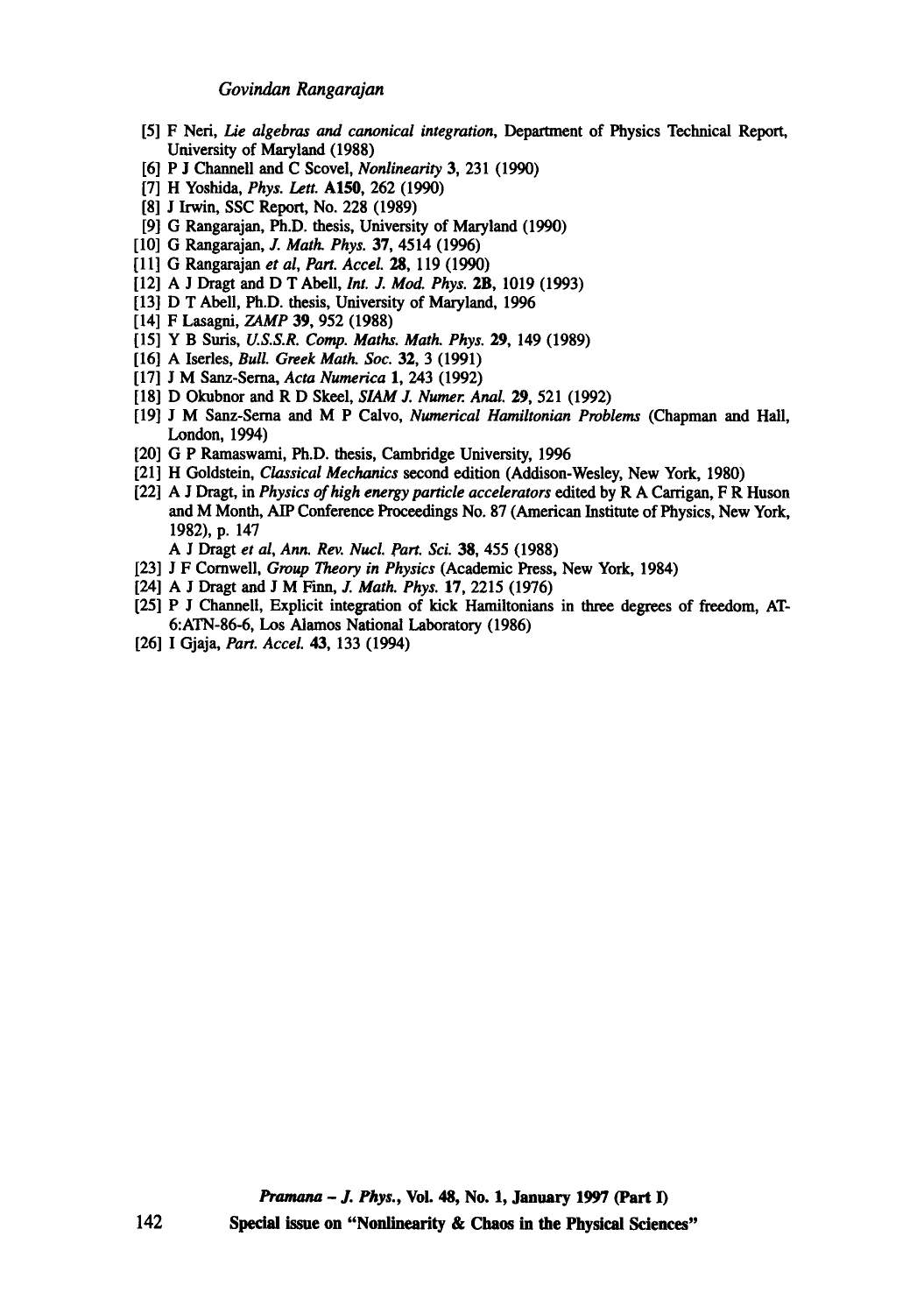[5] F Neri, *Lie algebras and canonical integration*, Department of Physics Technical Report, University of Maryland (1988)

[6] P J Channell and C Scovel, *Nonlinearity* **3**, 231 (1990)

[7] H Yoshida, *Phys. Lett.* **A150**, 262 (1990)

[8] J Irwin, SSC Report, No. 228 (1989)

[9] G Rangarajan, Ph.D. thesis, University of Maryland (1990)

[10] G Rangarajan, *J. Math. Phys.* **37**, 4514 (1996)

[11] G Rangarajan *et al*, *Part. Accel.* **28**, 119 (1990)

[12] A J Dragt and D T Abell, *Int. J. Mod. Phys.* **2B**, 1019 (1993)

[13] D T Abell, Ph.D. thesis, University of Maryland, 1996

[14] F Lasagni, *ZAMP* **39**, 952 (1988)

[15] Y B Suris, *U.S.S.R. Comp. Maths. Math. Phys.* **29**, 149 (1989)

[16] A Iserles, *Bull. Greek Math. Soc.* **32**, 3 (1991)

[17] J M Sanz-Serna, *Acta Numerica* **1**, 243 (1992)

[18] D Okubnor and R D Skeel, *SIAM J. Numer. Anal.* **29**, 521 (1992)

[19] J M Sanz-Serna and M P Calvo, *Numerical Hamiltonian Problems* (Chapman and Hall, London, 1994)

[20] G P Ramaswami, Ph.D. thesis, Cambridge University, 1996

[21] H Goldstein, *Classical Mechanics* second edition (Addison-Wesley, New York, 1980)

[22] A J Dragt, in *Physics of high energy particle accelerators* edited by R A Carrigan, F R Huson and M Month, AIP Conference Proceedings No. 87 (American Institute of Physics, New York, 1982), p. 147
A J Dragt *et al*, *Ann. Rev. Nucl. Part. Sci.* **38**, 455 (1988)

[23] J F Cornwell, *Group Theory in Physics* (Academic Press, New York, 1984)

[24] A J Dragt and J M Finn, *J. Math. Phys.* **17**, 2215 (1976)

[25] P J Channell, Explicit integration of kick Hamiltonians in three degrees of freedom, AT-6:ATN-86-6, Los Alamos National Laboratory (1986)

[26] I Gjaja, *Part. Accel.* **43**, 133 (1994)